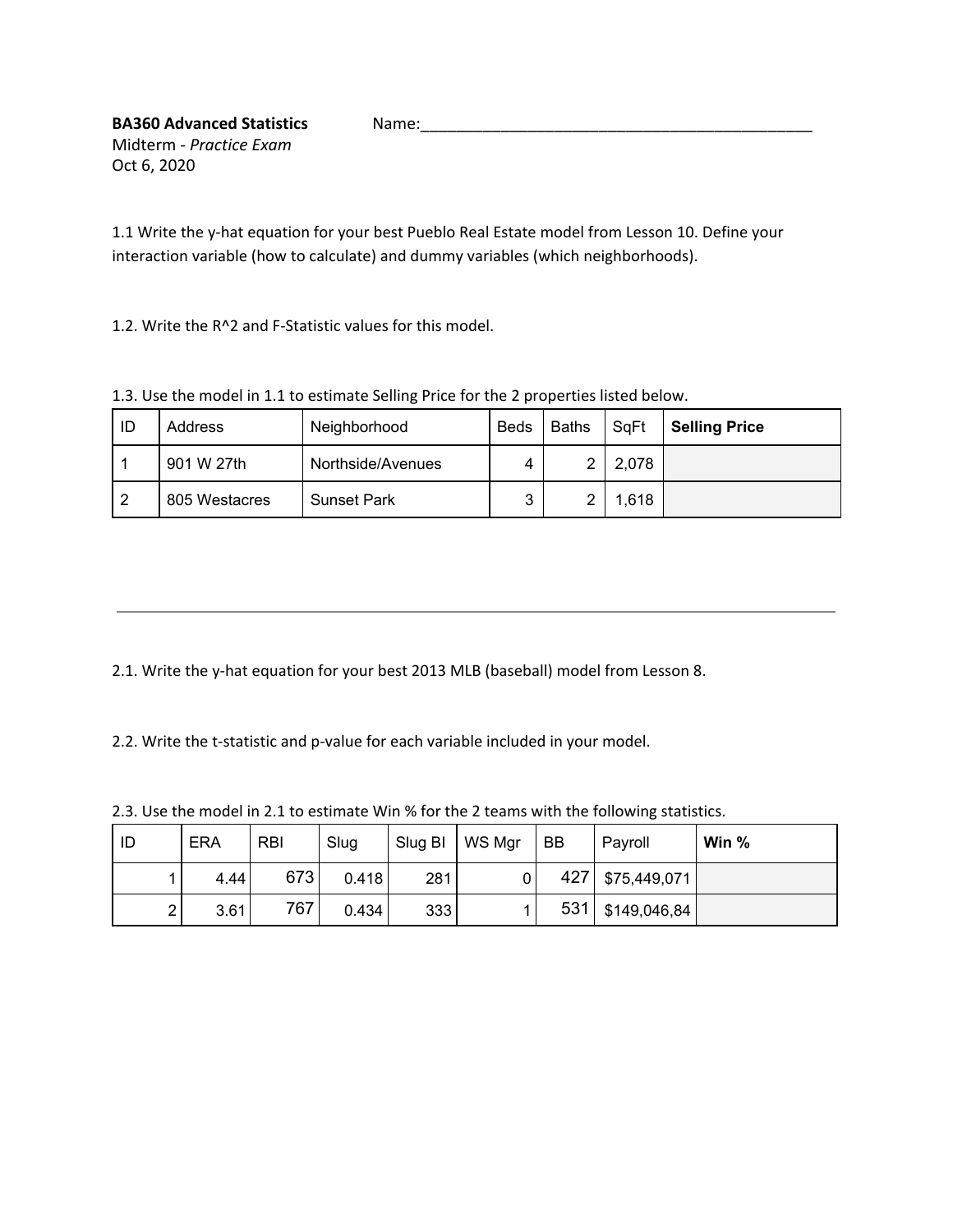**BA360 Advanced Statistics** Name:_______________________________________________

Midterm - *Practice Exam*

Oct 6, 2020

1.1 Write the y-hat equation for your best Pueblo Real Estate model from Lesson 10. Define your interaction variable (how to calculate) and dummy variables (which neighborhoods).

1.2. Write the R^2 and F-Statistic values for this model.

1.3. Use the model in 1.1 to estimate Selling Price for the 2 properties listed below.

| ID | Address | Neighborhood | Beds | Baths | SqFt | **Selling Price** |
|---|---|---|---|---|---|---|
| 1 | 901 W 27th | Northside/Avenues | 4 | 2 | 2,078 | |
| 2 | 805 Westacres | Sunset Park | 3 | 2 | 1,618 | |

---

2.1. Write the y-hat equation for your best 2013 MLB (baseball) model from Lesson 8.

2.2. Write the t-statistic and p-value for each variable included in your model.

2.3. Use the model in 2.1 to estimate Win % for the 2 teams with the following statistics.

| ID | ERA | RBI | Slug | Slug BI | WS Mgr | BB | Payroll | **Win %** |
|---|---|---|---|---|---|---|---|---|
| 1 | 4.44 | 673 | 0.418 | 281 | 0 | 427 | $75,449,071 | |
| 2 | 3.61 | 767 | 0.434 | 333 | 1 | 531 | $149,046,84 | |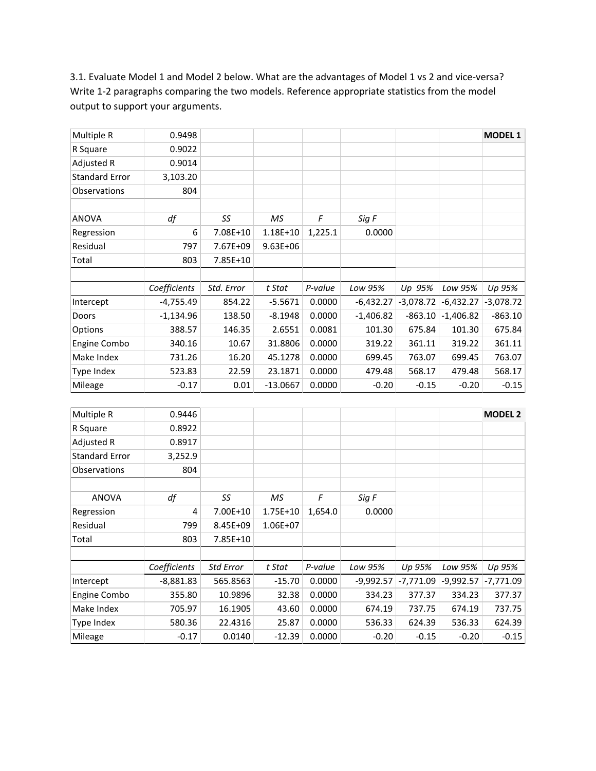3.1. Evaluate Model 1 and Model 2 below. What are the advantages of Model 1 vs 2 and vice-versa? Write 1-2 paragraphs comparing the two models. Reference appropriate statistics from the model output to support your arguments.

| | | | | | | | | |
|---|---|---|---|---|---|---|---|---|
| Multiple R | 0.9498 | | | | | | | **MODEL 1** |
| R Square | 0.9022 | | | | | | | |
| Adjusted R | 0.9014 | | | | | | | |
| Standard Error | 3,103.20 | | | | | | | |
| Observations | 804 | | | | | | | |
| | | | | | | | | |
| ANOVA | *df* | *SS* | *MS* | *F* | *Sig F* | | | |
| Regression | 6 | 7.08E+10 | 1.18E+10 | 1,225.1 | 0.0000 | | | |
| Residual | 797 | 7.67E+09 | 9.63E+06 | | | | | |
| Total | 803 | 7.85E+10 | | | | | | |
| | | | | | | | | |
| | *Coefficients* | *Std. Error* | *t Stat* | *P-value* | *Low 95%* | *Up 95%* | *Low 95%* | *Up 95%* |
| Intercept | -4,755.49 | 854.22 | -5.5671 | 0.0000 | -6,432.27 | -3,078.72 | -6,432.27 | -3,078.72 |
| Doors | -1,134.96 | 138.50 | -8.1948 | 0.0000 | -1,406.82 | -863.10 | -1,406.82 | -863.10 |
| Options | 388.57 | 146.35 | 2.6551 | 0.0081 | 101.30 | 675.84 | 101.30 | 675.84 |
| Engine Combo | 340.16 | 10.67 | 31.8806 | 0.0000 | 319.22 | 361.11 | 319.22 | 361.11 |
| Make Index | 731.26 | 16.20 | 45.1278 | 0.0000 | 699.45 | 763.07 | 699.45 | 763.07 |
| Type Index | 523.83 | 22.59 | 23.1871 | 0.0000 | 479.48 | 568.17 | 479.48 | 568.17 |
| Mileage | -0.17 | 0.01 | -13.0667 | 0.0000 | -0.20 | -0.15 | -0.20 | -0.15 |

| | | | | | | | | |
|---|---|---|---|---|---|---|---|---|
| Multiple R | 0.9446 | | | | | | | **MODEL 2** |
| R Square | 0.8922 | | | | | | | |
| Adjusted R | 0.8917 | | | | | | | |
| Standard Error | 3,252.9 | | | | | | | |
| Observations | 804 | | | | | | | |
| | | | | | | | | |
| ANOVA | *df* | *SS* | *MS* | *F* | *Sig F* | | | |
| Regression | 4 | 7.00E+10 | 1.75E+10 | 1,654.0 | 0.0000 | | | |
| Residual | 799 | 8.45E+09 | 1.06E+07 | | | | | |
| Total | 803 | 7.85E+10 | | | | | | |
| | | | | | | | | |
| | *Coefficients* | *Std Error* | *t Stat* | *P-value* | *Low 95%* | *Up 95%* | *Low 95%* | *Up 95%* |
| Intercept | -8,881.83 | 565.8563 | -15.70 | 0.0000 | -9,992.57 | -7,771.09 | -9,992.57 | -7,771.09 |
| Engine Combo | 355.80 | 10.9896 | 32.38 | 0.0000 | 334.23 | 377.37 | 334.23 | 377.37 |
| Make Index | 705.97 | 16.1905 | 43.60 | 0.0000 | 674.19 | 737.75 | 674.19 | 737.75 |
| Type Index | 580.36 | 22.4316 | 25.87 | 0.0000 | 536.33 | 624.39 | 536.33 | 624.39 |
| Mileage | -0.17 | 0.0140 | -12.39 | 0.0000 | -0.20 | -0.15 | -0.20 | -0.15 |